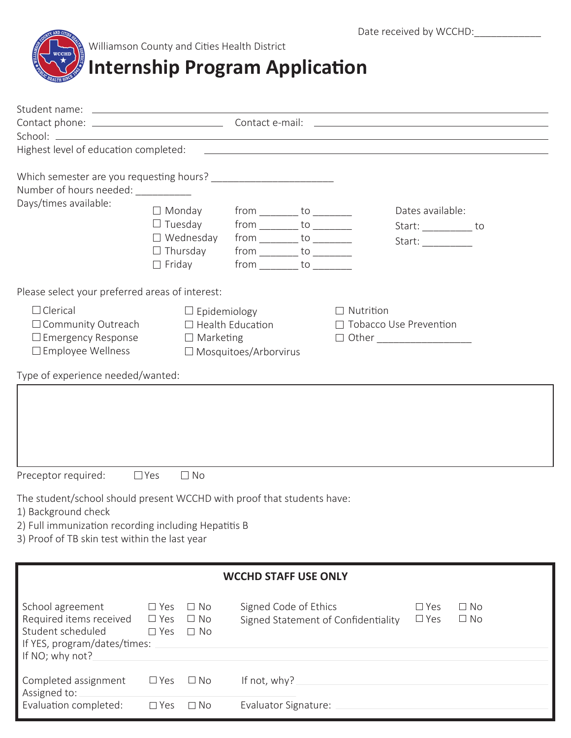Date received by WCCHD:____________

Williamson County and Cities Health District

# Internship Program Application

Student name: ______________________________________________

Contact phone: ____________________ Contact e-mail: ____________________

School: ______________________________________________

Highest level of education completed: ______________________________________________

Which semester are you requesting hours? _____________________

Number of hours needed: __________

Days/times available:

- ☐ Monday from _______ to _______
- ☐ Tuesday from _______ to _______
- ☐ Wednesday from _______ to _______
- ☐ Thursday from _______ to _______
- ☐ Friday from _______ to _______

Dates available:

Start: _________ to

Start: _________

Please select your preferred areas of interest:

- ☐ Clerical
- ☐ Community Outreach
- ☐ Emergency Response
- ☐ Employee Wellness
- ☐ Epidemiology
- ☐ Health Education
- ☐ Marketing
- ☐ Mosquitoes/Arborvirus
- ☐ Nutrition
- ☐ Tobacco Use Prevention
- ☐ Other _________________

Type of experience needed/wanted:

| |
|---|
| |

Preceptor required: ☐ Yes ☐ No

The student/school should present WCCHD with proof that students have:

1) Background check
2) Full immunization recording including Hepatitis B
3) Proof of TB skin test within the last year

**WCCHD STAFF USE ONLY**

| | | | | | |
|---|---|---|---|---|---|
| School agreement | ☐ Yes | ☐ No | Signed Code of Ethics | ☐ Yes | ☐ No |
| Required items received | ☐ Yes | ☐ No | Signed Statement of Confidentiality | ☐ Yes | ☐ No |
| Student scheduled | ☐ Yes | ☐ No | | | |

If YES, program/dates/times: ______________________________________________

If NO; why not? ______________________________________________

Completed assignment ☐ Yes ☐ No If not, why? ______________________________

Assigned to: ______________________________

Evaluation completed: ☐ Yes ☐ No Evaluator Signature: ______________________________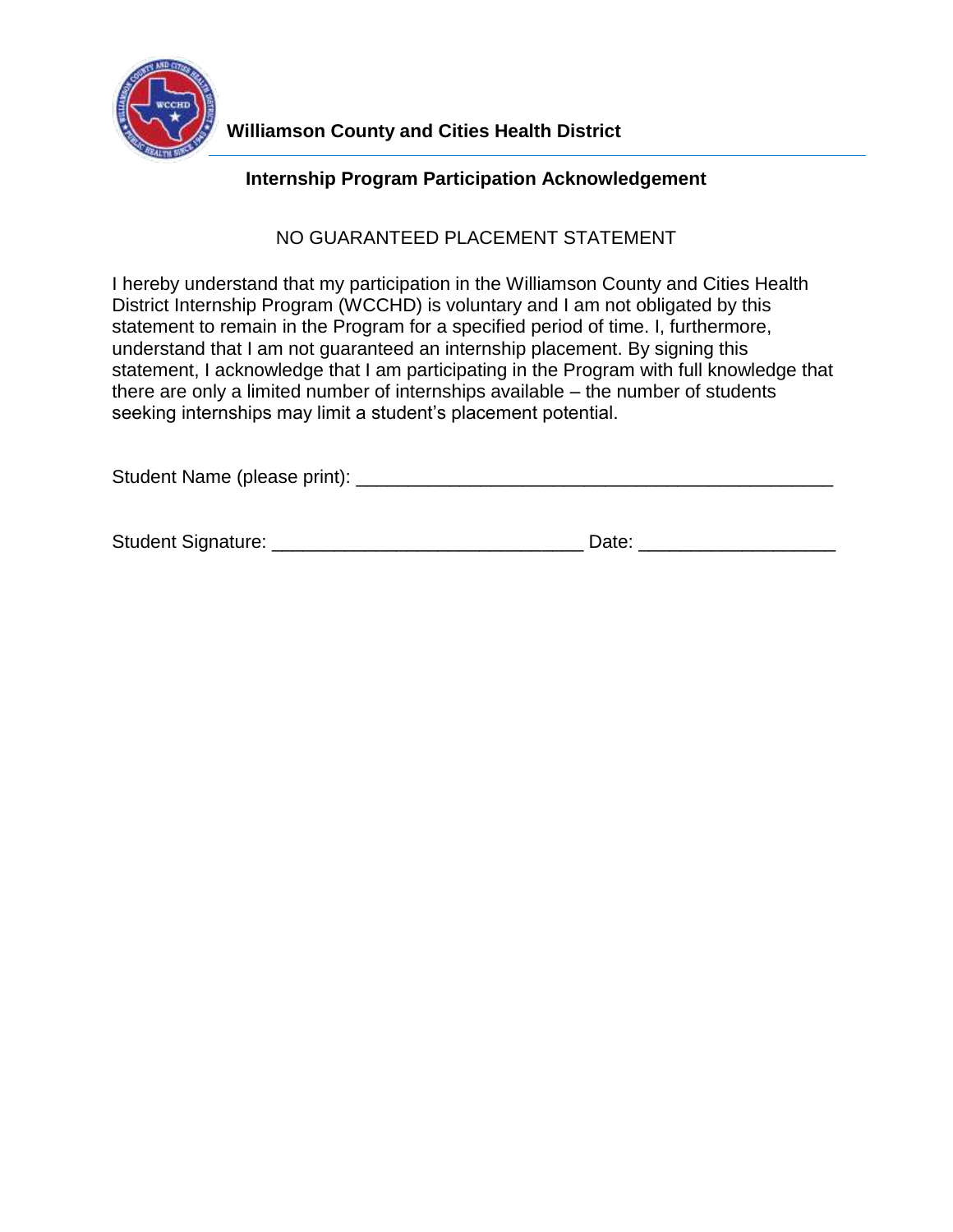**Williamson County and Cities Health District**

## Internship Program Participation Acknowledgement

NO GUARANTEED PLACEMENT STATEMENT

I hereby understand that my participation in the Williamson County and Cities Health District Internship Program (WCCHD) is voluntary and I am not obligated by this statement to remain in the Program for a specified period of time. I, furthermore, understand that I am not guaranteed an internship placement. By signing this statement, I acknowledge that I am participating in the Program with full knowledge that there are only a limited number of internships available – the number of students seeking internships may limit a student's placement potential.

Student Name (please print): ______________________________________________

Student Signature: ______________________________ Date: ___________________